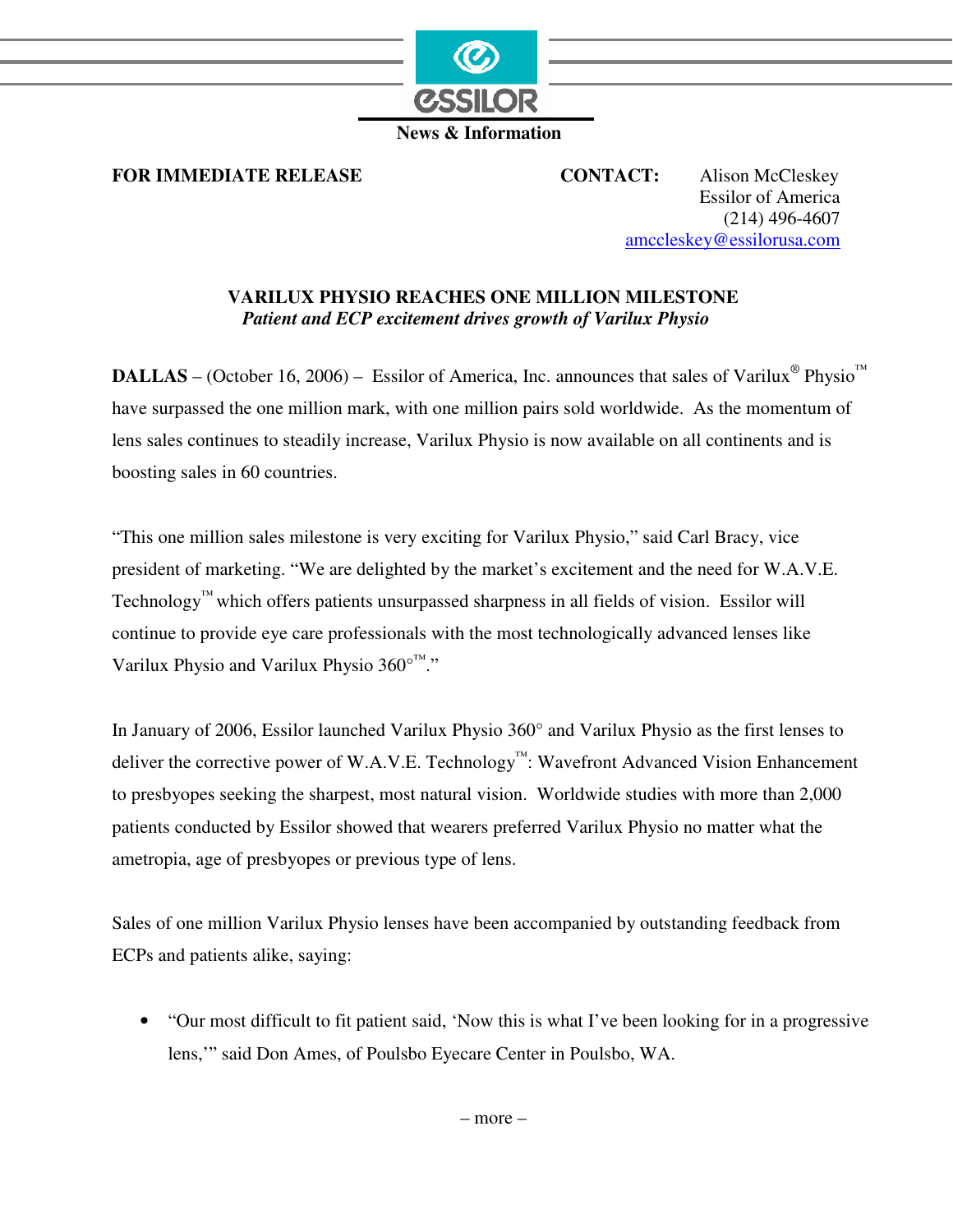**ESSILOR**

**News & Information**

**FOR IMMEDIATE RELEASE**

**CONTACT:** Alison McCleskey
Essilor of America
(214) 496-4607
amccleskey@essilorusa.com

## VARILUX PHYSIO REACHES ONE MILLION MILESTONE

***Patient and ECP excitement drives growth of Varilux Physio***

**DALLAS** – (October 16, 2006) – Essilor of America, Inc. announces that sales of Varilux® Physio™ have surpassed the one million mark, with one million pairs sold worldwide. As the momentum of lens sales continues to steadily increase, Varilux Physio is now available on all continents and is boosting sales in 60 countries.

"This one million sales milestone is very exciting for Varilux Physio," said Carl Bracy, vice president of marketing. "We are delighted by the market's excitement and the need for W.A.V.E. Technology™ which offers patients unsurpassed sharpness in all fields of vision. Essilor will continue to provide eye care professionals with the most technologically advanced lenses like Varilux Physio and Varilux Physio 360°™."

In January of 2006, Essilor launched Varilux Physio 360° and Varilux Physio as the first lenses to deliver the corrective power of W.A.V.E. Technology™: Wavefront Advanced Vision Enhancement to presbyopes seeking the sharpest, most natural vision. Worldwide studies with more than 2,000 patients conducted by Essilor showed that wearers preferred Varilux Physio no matter what the ametropia, age of presbyopes or previous type of lens.

Sales of one million Varilux Physio lenses have been accompanied by outstanding feedback from ECPs and patients alike, saying:

- "Our most difficult to fit patient said, 'Now this is what I've been looking for in a progressive lens,'" said Don Ames, of Poulsbo Eyecare Center in Poulsbo, WA.

– more –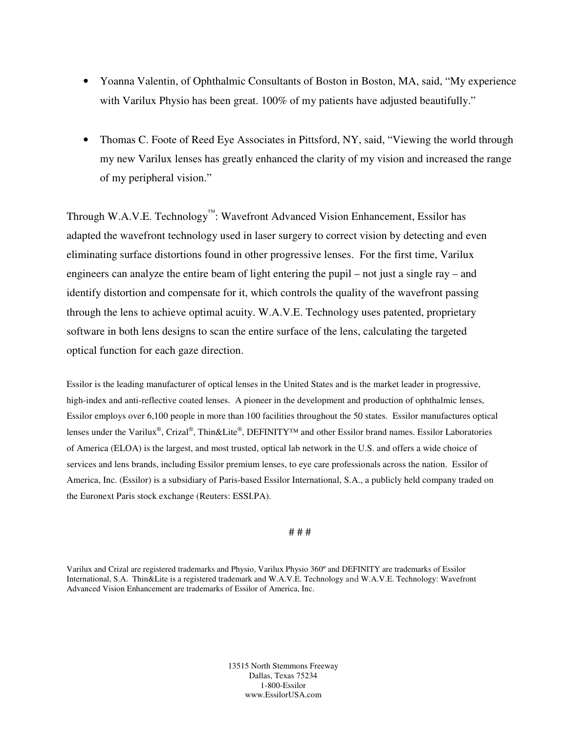- Yoanna Valentin, of Ophthalmic Consultants of Boston in Boston, MA, said, "My experience with Varilux Physio has been great. 100% of my patients have adjusted beautifully."

- Thomas C. Foote of Reed Eye Associates in Pittsford, NY, said, "Viewing the world through my new Varilux lenses has greatly enhanced the clarity of my vision and increased the range of my peripheral vision."

Through W.A.V.E. Technology™: Wavefront Advanced Vision Enhancement, Essilor has adapted the wavefront technology used in laser surgery to correct vision by detecting and even eliminating surface distortions found in other progressive lenses. For the first time, Varilux engineers can analyze the entire beam of light entering the pupil – not just a single ray – and identify distortion and compensate for it, which controls the quality of the wavefront passing through the lens to achieve optimal acuity. W.A.V.E. Technology uses patented, proprietary software in both lens designs to scan the entire surface of the lens, calculating the targeted optical function for each gaze direction.

Essilor is the leading manufacturer of optical lenses in the United States and is the market leader in progressive, high-index and anti-reflective coated lenses. A pioneer in the development and production of ophthalmic lenses, Essilor employs over 6,100 people in more than 100 facilities throughout the 50 states. Essilor manufactures optical lenses under the Varilux®, Crizal®, Thin&Lite®, DEFINITY™ and other Essilor brand names. Essilor Laboratories of America (ELOA) is the largest, and most trusted, optical lab network in the U.S. and offers a wide choice of services and lens brands, including Essilor premium lenses, to eye care professionals across the nation. Essilor of America, Inc. (Essilor) is a subsidiary of Paris-based Essilor International, S.A., a publicly held company traded on the Euronext Paris stock exchange (Reuters: ESSI.PA).

# # #

Varilux and Crizal are registered trademarks and Physio, Varilux Physio 360º and DEFINITY are trademarks of Essilor International, S.A. Thin&Lite is a registered trademark and W.A.V.E. Technology and W.A.V.E. Technology: Wavefront Advanced Vision Enhancement are trademarks of Essilor of America, Inc.

13515 North Stemmons Freeway
Dallas, Texas 75234
1-800-Essilor
www.EssilorUSA.com